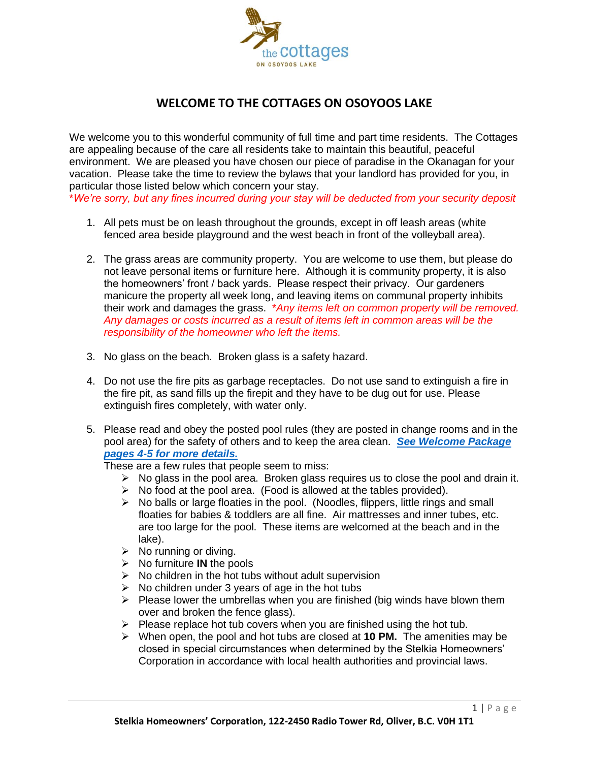# WELCOME TO THE COTTAGES ON OSOYOOS LAKE

We welcome you to this wonderful community of full time and part time residents. The Cottages are appealing because of the care all residents take to maintain this beautiful, peaceful environment. We are pleased you have chosen our piece of paradise in the Okanagan for your vacation. Please take the time to review the bylaws that your landlord has provided for you, in particular those listed below which concern your stay.

*\*We're sorry, but any fines incurred during your stay will be deducted from your security deposit*

1. All pets must be on leash throughout the grounds, except in off leash areas (white fenced area beside playground and the west beach in front of the volleyball area).

2. The grass areas are community property. You are welcome to use them, but please do not leave personal items or furniture here. Although it is community property, it is also the homeowners' front / back yards. Please respect their privacy. Our gardeners manicure the property all week long, and leaving items on communal property inhibits their work and damages the grass. *\*Any items left on common property will be removed. Any damages or costs incurred as a result of items left in common areas will be the responsibility of the homeowner who left the items.*

3. No glass on the beach. Broken glass is a safety hazard.

4. Do not use the fire pits as garbage receptacles. Do not use sand to extinguish a fire in the fire pit, as sand fills up the firepit and they have to be dug out for use. Please extinguish fires completely, with water only.

5. Please read and obey the posted pool rules (they are posted in change rooms and in the pool area) for the safety of others and to keep the area clean. ***See Welcome Package pages 4-5 for more details.***

   These are a few rules that people seem to miss:
   - No glass in the pool area. Broken glass requires us to close the pool and drain it.
   - No food at the pool area. (Food is allowed at the tables provided).
   - No balls or large floaties in the pool. (Noodles, flippers, little rings and small floaties for babies & toddlers are all fine. Air mattresses and inner tubes, etc. are too large for the pool. These items are welcomed at the beach and in the lake).
   - No running or diving.
   - No furniture **IN** the pools
   - No children in the hot tubs without adult supervision
   - No children under 3 years of age in the hot tubs
   - Please lower the umbrellas when you are finished (big winds have blown them over and broken the fence glass).
   - Please replace hot tub covers when you are finished using the hot tub.
   - When open, the pool and hot tubs are closed at **10 PM.** The amenities may be closed in special circumstances when determined by the Stelkia Homeowners' Corporation in accordance with local health authorities and provincial laws.

**Stelkia Homeowners' Corporation, 122-2450 Radio Tower Rd, Oliver, B.C. V0H 1T1**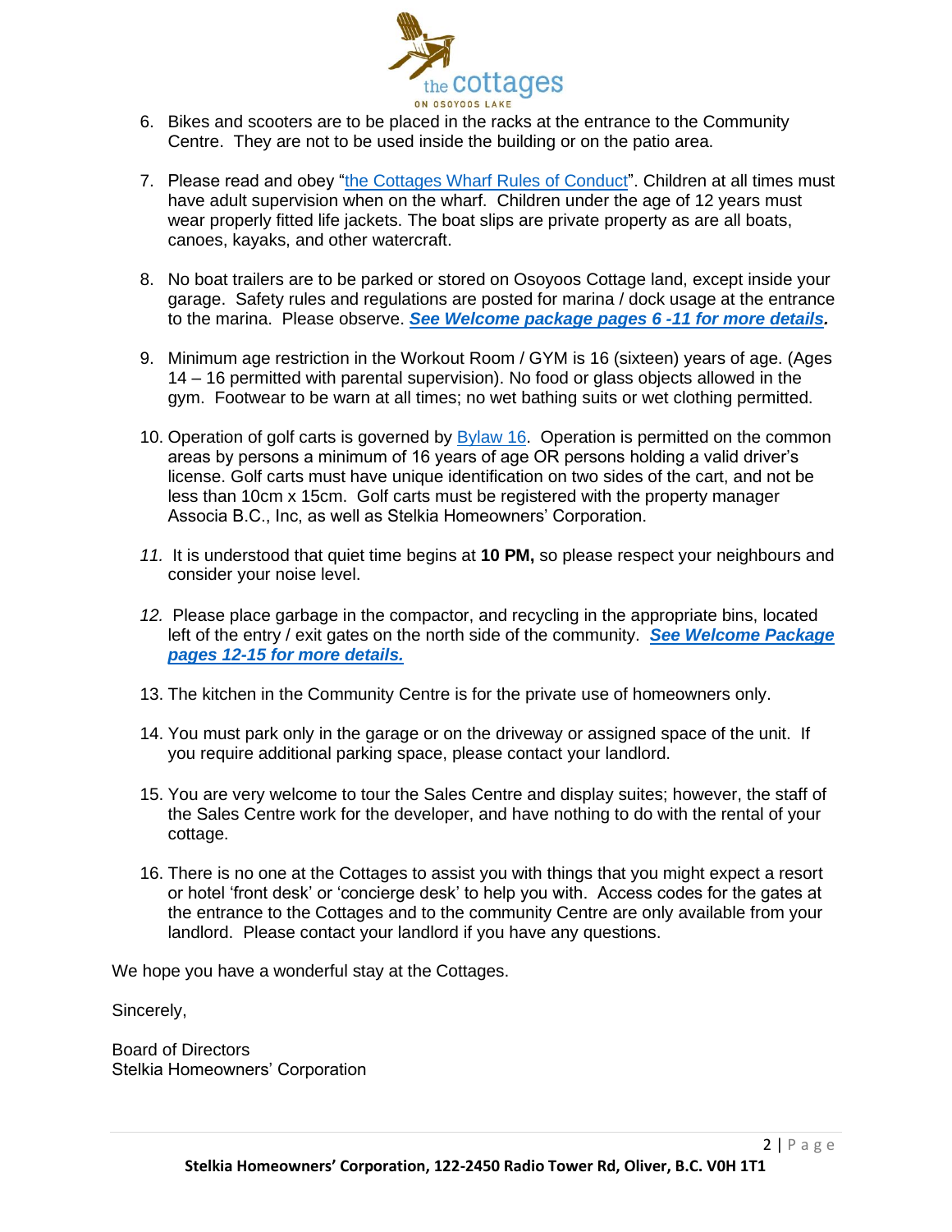6. Bikes and scooters are to be placed in the racks at the entrance to the Community Centre. They are not to be used inside the building or on the patio area.

7. Please read and obey "the Cottages Wharf Rules of Conduct". Children at all times must have adult supervision when on the wharf. Children under the age of 12 years must wear properly fitted life jackets. The boat slips are private property as are all boats, canoes, kayaks, and other watercraft.

8. No boat trailers are to be parked or stored on Osoyoos Cottage land, except inside your garage. Safety rules and regulations are posted for marina / dock usage at the entrance to the marina. Please observe. ***See Welcome package pages 6 -11 for more details.***

9. Minimum age restriction in the Workout Room / GYM is 16 (sixteen) years of age. (Ages 14 – 16 permitted with parental supervision). No food or glass objects allowed in the gym. Footwear to be warn at all times; no wet bathing suits or wet clothing permitted.

10. Operation of golf carts is governed by Bylaw 16. Operation is permitted on the common areas by persons a minimum of 16 years of age OR persons holding a valid driver's license. Golf carts must have unique identification on two sides of the cart, and not be less than 10cm x 15cm. Golf carts must be registered with the property manager Associa B.C., Inc, as well as Stelkia Homeowners' Corporation.

11. It is understood that quiet time begins at **10 PM,** so please respect your neighbours and consider your noise level.

12. Please place garbage in the compactor, and recycling in the appropriate bins, located left of the entry / exit gates on the north side of the community. ***See Welcome Package pages 12-15 for more details.***

13. The kitchen in the Community Centre is for the private use of homeowners only.

14. You must park only in the garage or on the driveway or assigned space of the unit. If you require additional parking space, please contact your landlord.

15. You are very welcome to tour the Sales Centre and display suites; however, the staff of the Sales Centre work for the developer, and have nothing to do with the rental of your cottage.

16. There is no one at the Cottages to assist you with things that you might expect a resort or hotel 'front desk' or 'concierge desk' to help you with. Access codes for the gates at the entrance to the Cottages and to the community Centre are only available from your landlord. Please contact your landlord if you have any questions.

We hope you have a wonderful stay at the Cottages.

Sincerely,

Board of Directors
Stelkia Homeowners' Corporation

**Stelkia Homeowners' Corporation, 122-2450 Radio Tower Rd, Oliver, B.C. V0H 1T1**